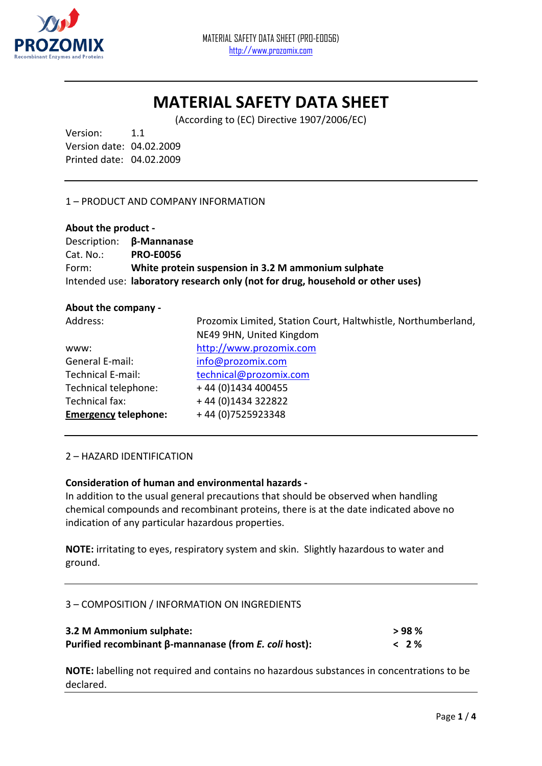# MATERIAL SAFETY DATA SHEET

(According to (EC) Directive 1907/2006/EC)

Version: 1.1
Version date: 04.02.2009
Printed date: 04.02.2009

## 1 – PRODUCT AND COMPANY INFORMATION

**About the product -**

Description: **β-Mannanase**
Cat. No.: **PRO-E0056**
Form: **White protein suspension in 3.2 M ammonium sulphate**
Intended use: **laboratory research only (not for drug, household or other uses)**

**About the company -**

| | |
|---|---|
| Address: | Prozomix Limited, Station Court, Haltwhistle, Northumberland, NE49 9HN, United Kingdom |
| www: | http://www.prozomix.com |
| General E-mail: | info@prozomix.com |
| Technical E-mail: | technical@prozomix.com |
| Technical telephone: | + 44 (0)1434 400455 |
| Technical fax: | + 44 (0)1434 322822 |
| **Emergency telephone:** | + 44 (0)7525923348 |

## 2 – HAZARD IDENTIFICATION

**Consideration of human and environmental hazards -**

In addition to the usual general precautions that should be observed when handling chemical compounds and recombinant proteins, there is at the date indicated above no indication of any particular hazardous properties.

**NOTE:** irritating to eyes, respiratory system and skin. Slightly hazardous to water and ground.

## 3 – COMPOSITION / INFORMATION ON INGREDIENTS

| | |
|---|---|
| **3.2 M Ammonium sulphate:** | **> 98 %** |
| **Purified recombinant β-mannanase (from *E. coli* host):** | **< 2 %** |

**NOTE:** labelling not required and contains no hazardous substances in concentrations to be declared.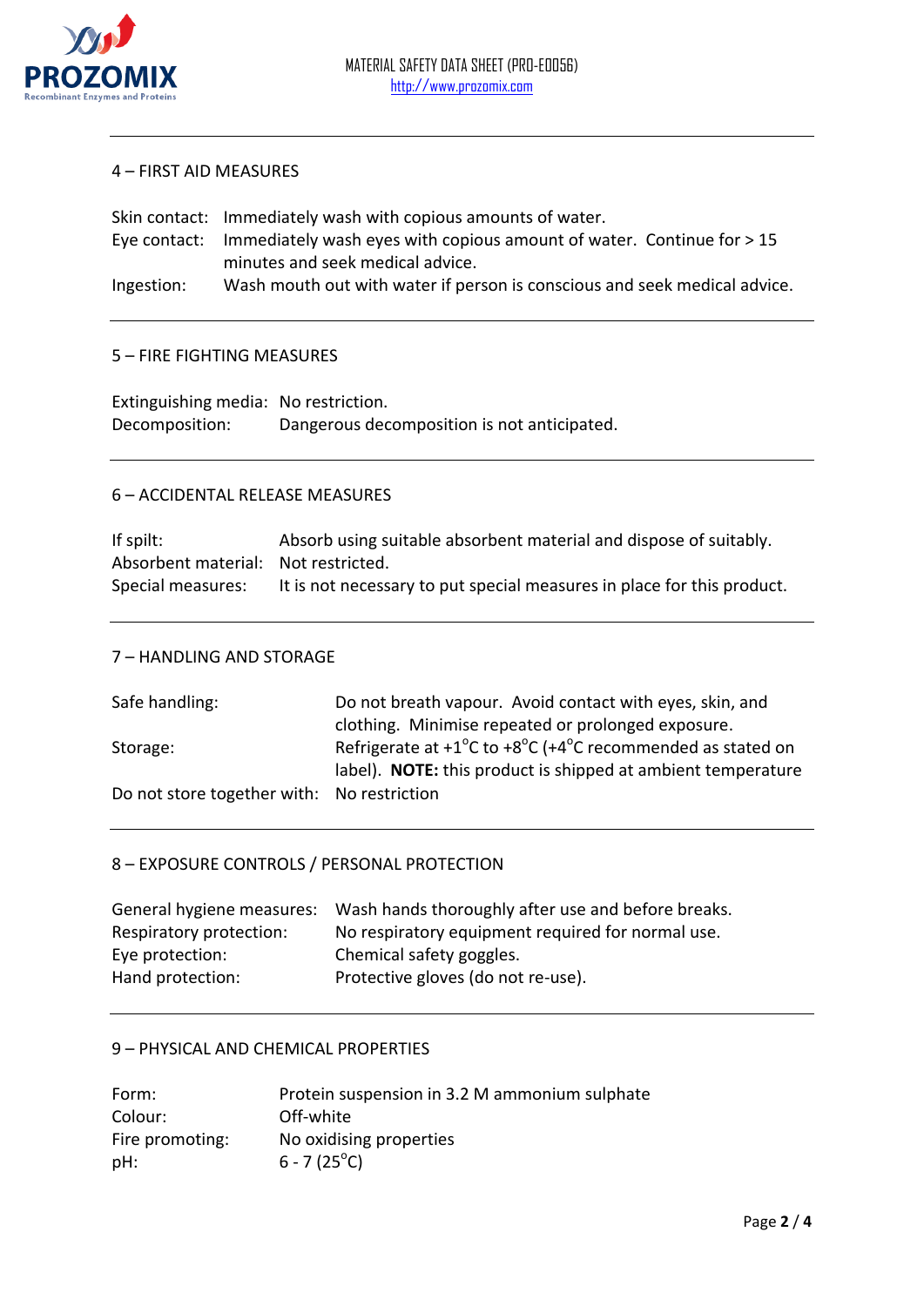## 4 – FIRST AID MEASURES

| | |
|---|---|
| Skin contact: | Immediately wash with copious amounts of water. |
| Eye contact: | Immediately wash eyes with copious amount of water. Continue for > 15 minutes and seek medical advice. |
| Ingestion: | Wash mouth out with water if person is conscious and seek medical advice. |

## 5 – FIRE FIGHTING MEASURES

| | |
|---|---|
| Extinguishing media: | No restriction. |
| Decomposition: | Dangerous decomposition is not anticipated. |

## 6 – ACCIDENTAL RELEASE MEASURES

| | |
|---|---|
| If spilt: | Absorb using suitable absorbent material and dispose of suitably. |
| Absorbent material: | Not restricted. |
| Special measures: | It is not necessary to put special measures in place for this product. |

## 7 – HANDLING AND STORAGE

| | |
|---|---|
| Safe handling: | Do not breath vapour. Avoid contact with eyes, skin, and clothing. Minimise repeated or prolonged exposure. |
| Storage: | Refrigerate at +1°C to +8°C (+4°C recommended as stated on label). **NOTE:** this product is shipped at ambient temperature |
| Do not store together with: | No restriction |

## 8 – EXPOSURE CONTROLS / PERSONAL PROTECTION

| | |
|---|---|
| General hygiene measures: | Wash hands thoroughly after use and before breaks. |
| Respiratory protection: | No respiratory equipment required for normal use. |
| Eye protection: | Chemical safety goggles. |
| Hand protection: | Protective gloves (do not re-use). |

## 9 – PHYSICAL AND CHEMICAL PROPERTIES

| | |
|---|---|
| Form: | Protein suspension in 3.2 M ammonium sulphate |
| Colour: | Off-white |
| Fire promoting: | No oxidising properties |
| pH: | 6 - 7 (25°C) |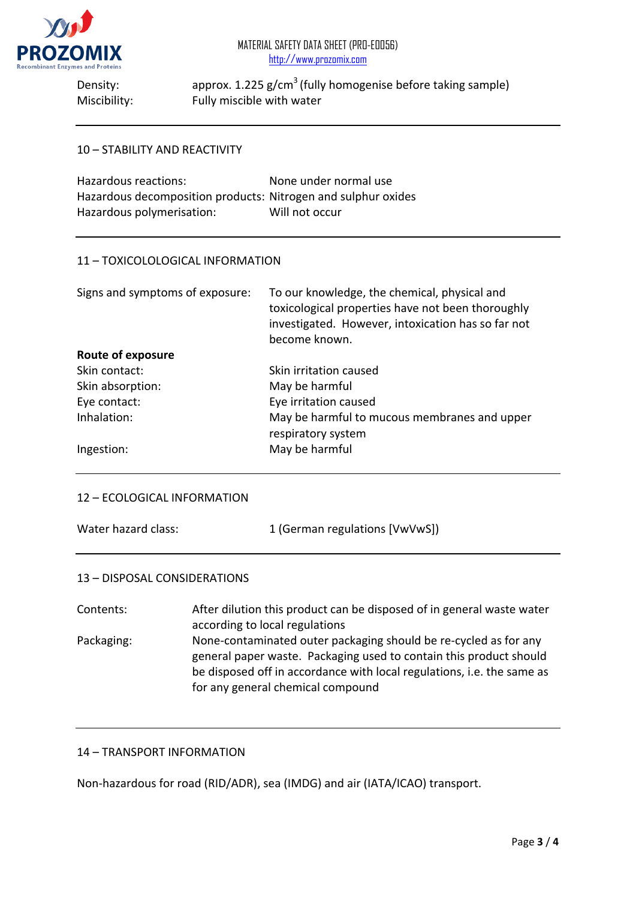Density: approx. 1.225 g/cm$^3$ (fully homogenise before taking sample)
Miscibility: Fully miscible with water

## 10 – STABILITY AND REACTIVITY

| | |
|---|---|
| Hazardous reactions: | None under normal use |
| Hazardous decomposition products: | Nitrogen and sulphur oxides |
| Hazardous polymerisation: | Will not occur |

## 11 – TOXICOLOLOGICAL INFORMATION

| | |
|---|---|
| Signs and symptoms of exposure: | To our knowledge, the chemical, physical and toxicological properties have not been thoroughly investigated. However, intoxication has so far not become known. |
| **Route of exposure** | |
| Skin contact: | Skin irritation caused |
| Skin absorption: | May be harmful |
| Eye contact: | Eye irritation caused |
| Inhalation: | May be harmful to mucous membranes and upper respiratory system |
| Ingestion: | May be harmful |

## 12 – ECOLOGICAL INFORMATION

| | |
|---|---|
| Water hazard class: | 1 (German regulations [VwVwS]) |

## 13 – DISPOSAL CONSIDERATIONS

| | |
|---|---|
| Contents: | After dilution this product can be disposed of in general waste water according to local regulations |
| Packaging: | None-contaminated outer packaging should be re-cycled as for any general paper waste. Packaging used to contain this product should be disposed off in accordance with local regulations, i.e. the same as for any general chemical compound |

## 14 – TRANSPORT INFORMATION

Non-hazardous for road (RID/ADR), sea (IMDG) and air (IATA/ICAO) transport.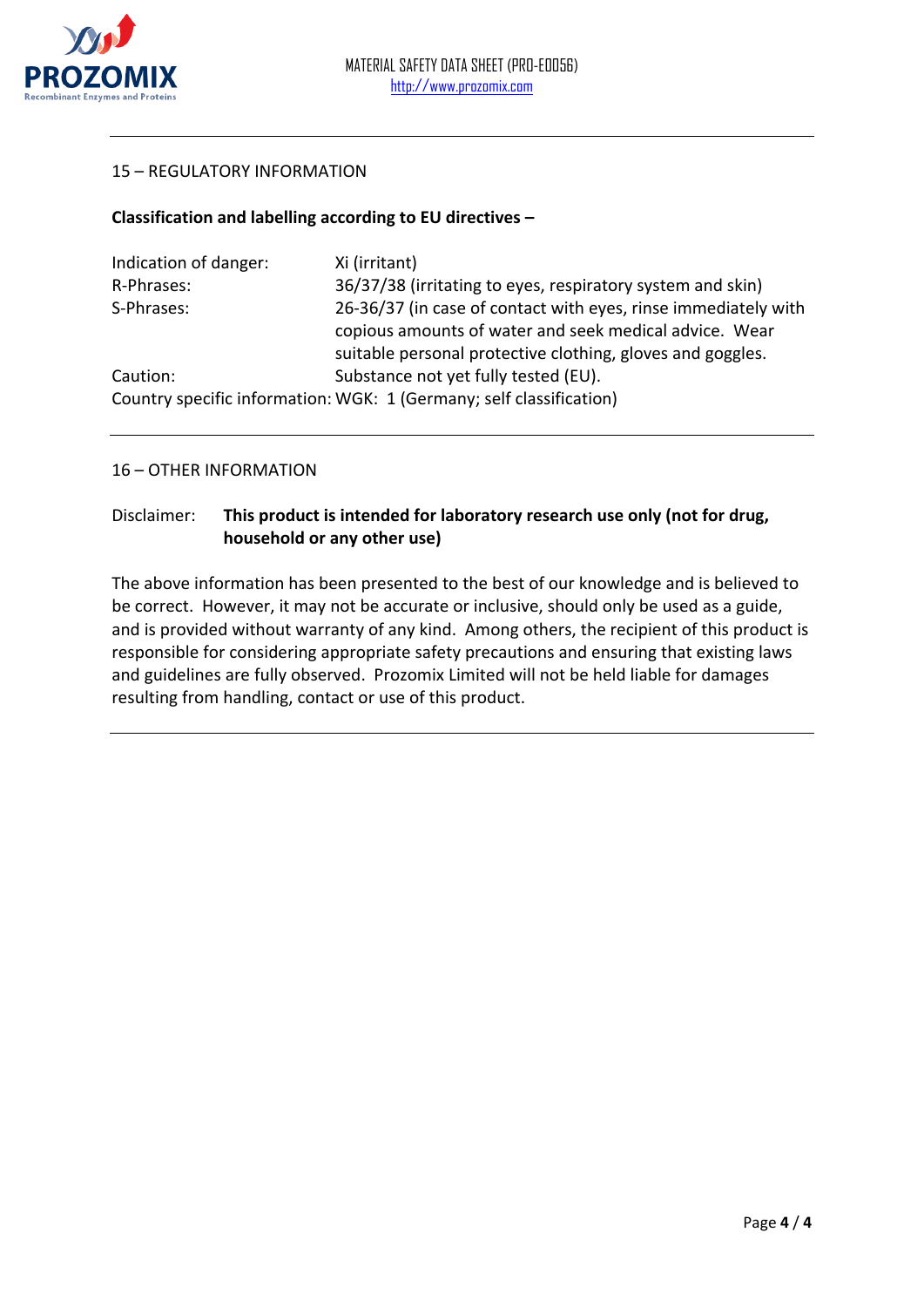## 15 – REGULATORY INFORMATION

**Classification and labelling according to EU directives –**

| | |
|---|---|
| Indication of danger: | Xi (irritant) |
| R-Phrases: | 36/37/38 (irritating to eyes, respiratory system and skin) |
| S-Phrases: | 26-36/37 (in case of contact with eyes, rinse immediately with copious amounts of water and seek medical advice. Wear suitable personal protective clothing, gloves and goggles. |
| Caution: | Substance not yet fully tested (EU). |
| Country specific information: | WGK: 1 (Germany; self classification) |

## 16 – OTHER INFORMATION

Disclaimer: **This product is intended for laboratory research use only (not for drug, household or any other use)**

The above information has been presented to the best of our knowledge and is believed to be correct. However, it may not be accurate or inclusive, should only be used as a guide, and is provided without warranty of any kind. Among others, the recipient of this product is responsible for considering appropriate safety precautions and ensuring that existing laws and guidelines are fully observed. Prozomix Limited will not be held liable for damages resulting from handling, contact or use of this product.